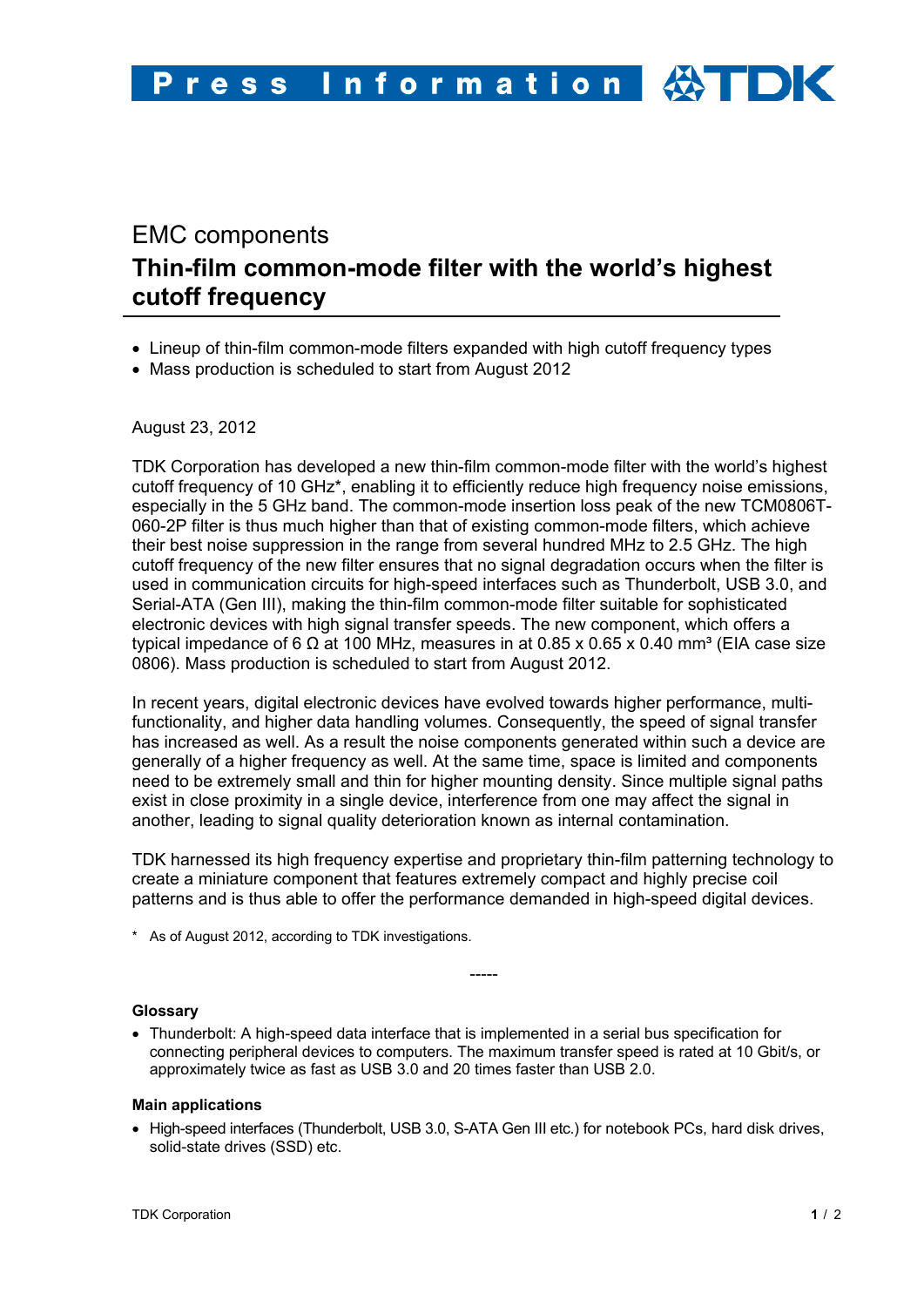# EMC components

## Thin-film common-mode filter with the world's highest cutoff frequency

- Lineup of thin-film common-mode filters expanded with high cutoff frequency types
- Mass production is scheduled to start from August 2012

August 23, 2012

TDK Corporation has developed a new thin-film common-mode filter with the world's highest cutoff frequency of 10 GHz*, enabling it to efficiently reduce high frequency noise emissions, especially in the 5 GHz band. The common-mode insertion loss peak of the new TCM0806T-060-2P filter is thus much higher than that of existing common-mode filters, which achieve their best noise suppression in the range from several hundred MHz to 2.5 GHz. The high cutoff frequency of the new filter ensures that no signal degradation occurs when the filter is used in communication circuits for high-speed interfaces such as Thunderbolt, USB 3.0, and Serial-ATA (Gen III), making the thin-film common-mode filter suitable for sophisticated electronic devices with high signal transfer speeds. The new component, which offers a typical impedance of 6 Ω at 100 MHz, measures in at 0.85 x 0.65 x 0.40 mm³ (EIA case size 0806). Mass production is scheduled to start from August 2012.

In recent years, digital electronic devices have evolved towards higher performance, multi-functionality, and higher data handling volumes. Consequently, the speed of signal transfer has increased as well. As a result the noise components generated within such a device are generally of a higher frequency as well. At the same time, space is limited and components need to be extremely small and thin for higher mounting density. Since multiple signal paths exist in close proximity in a single device, interference from one may affect the signal in another, leading to signal quality deterioration known as internal contamination.

TDK harnessed its high frequency expertise and proprietary thin-film patterning technology to create a miniature component that features extremely compact and highly precise coil patterns and is thus able to offer the performance demanded in high-speed digital devices.

\* As of August 2012, according to TDK investigations.

-----

**Glossary**

- Thunderbolt: A high-speed data interface that is implemented in a serial bus specification for connecting peripheral devices to computers. The maximum transfer speed is rated at 10 Gbit/s, or approximately twice as fast as USB 3.0 and 20 times faster than USB 2.0.

**Main applications**

- High-speed interfaces (Thunderbolt, USB 3.0, S-ATA Gen III etc.) for notebook PCs, hard disk drives, solid-state drives (SSD) etc.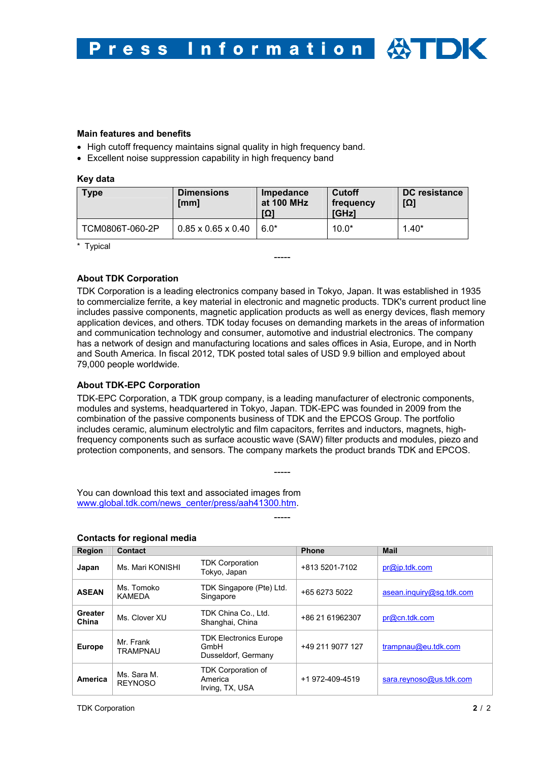**Main features and benefits**

- High cutoff frequency maintains signal quality in high frequency band.
- Excellent noise suppression capability in high frequency band

**Key data**

| Type | Dimensions [mm] | Impedance at 100 MHz [Ω] | Cutoff frequency [GHz] | DC resistance [Ω] |
|---|---|---|---|---|
| TCM0806T-060-2P | 0.85 x 0.65 x 0.40 | 6.0* | 10.0* | 1.40* |

\* Typical

-----

**About TDK Corporation**

TDK Corporation is a leading electronics company based in Tokyo, Japan. It was established in 1935 to commercialize ferrite, a key material in electronic and magnetic products. TDK's current product line includes passive components, magnetic application products as well as energy devices, flash memory application devices, and others. TDK today focuses on demanding markets in the areas of information and communication technology and consumer, automotive and industrial electronics. The company has a network of design and manufacturing locations and sales offices in Asia, Europe, and in North and South America. In fiscal 2012, TDK posted total sales of USD 9.9 billion and employed about 79,000 people worldwide.

**About TDK-EPC Corporation**

TDK-EPC Corporation, a TDK group company, is a leading manufacturer of electronic components, modules and systems, headquartered in Tokyo, Japan. TDK-EPC was founded in 2009 from the combination of the passive components business of TDK and the EPCOS Group. The portfolio includes ceramic, aluminum electrolytic and film capacitors, ferrites and inductors, magnets, high-frequency components such as surface acoustic wave (SAW) filter products and modules, piezo and protection components, and sensors. The company markets the product brands TDK and EPCOS.

-----

You can download this text and associated images from www.global.tdk.com/news_center/press/aah41300.htm.

-----

**Contacts for regional media**

| Region | Contact | | Phone | Mail |
|---|---|---|---|---|
| **Japan** | Ms. Mari KONISHI | TDK Corporation Tokyo, Japan | +813 5201-7102 | pr@jp.tdk.com |
| **ASEAN** | Ms. Tomoko KAMEDA | TDK Singapore (Pte) Ltd. Singapore | +65 6273 5022 | asean.inquiry@sg.tdk.com |
| **Greater China** | Ms. Clover XU | TDK China Co., Ltd. Shanghai, China | +86 21 61962307 | pr@cn.tdk.com |
| **Europe** | Mr. Frank TRAMPNAU | TDK Electronics Europe GmbH Dusseldorf, Germany | +49 211 9077 127 | trampnau@eu.tdk.com |
| **America** | Ms. Sara M. REYNOSO | TDK Corporation of America Irving, TX, USA | +1 972-409-4519 | sara.reynoso@us.tdk.com |